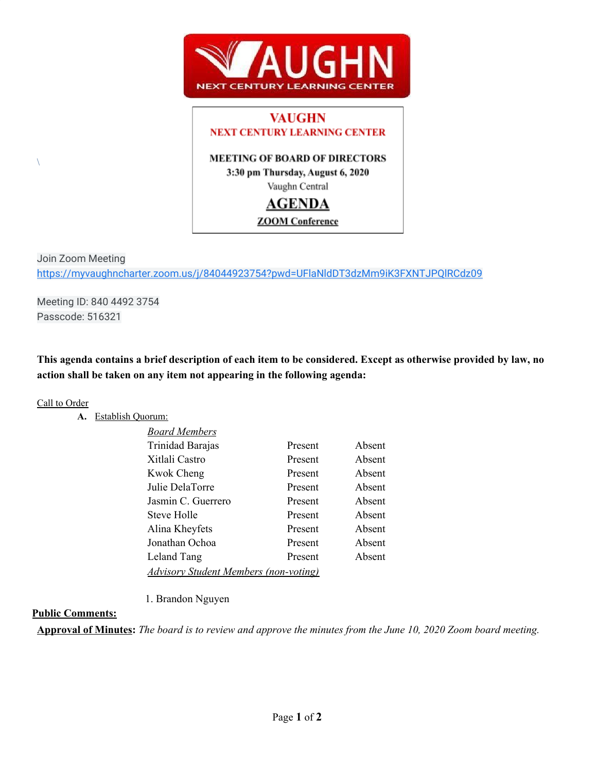# VAUGHN
## NEXT CENTURY LEARNING CENTER

**MEETING OF BOARD OF DIRECTORS**
**3:30 pm Thursday, August 6, 2020**
Vaughn Central

## AGENDA

**ZOOM Conference**

\

Join Zoom Meeting
https://myvaughncharter.zoom.us/j/84044923754?pwd=UFlaNldDT3dzMm9iK3FXNTJPQlRCdz09

Meeting ID: 840 4492 3754
Passcode: 516321

**This agenda contains a brief description of each item to be considered. Except as otherwise provided by law, no action shall be taken on any item not appearing in the following agenda:**

Call to Order

**A.** Establish Quorum:

| *Board Members* | | |
|---|---|---|
| Trinidad Barajas | Present | Absent |
| Xitlali Castro | Present | Absent |
| Kwok Cheng | Present | Absent |
| Julie DelaTorre | Present | Absent |
| Jasmin C. Guerrero | Present | Absent |
| Steve Holle | Present | Absent |
| Alina Kheyfets | Present | Absent |
| Jonathan Ochoa | Present | Absent |
| Leland Tang | Present | Absent |

*Advisory Student Members (non-voting)*

1. Brandon Nguyen

**Public Comments:**

**Approval of Minutes:** *The board is to review and approve the minutes from the June 10, 2020 Zoom board meeting.*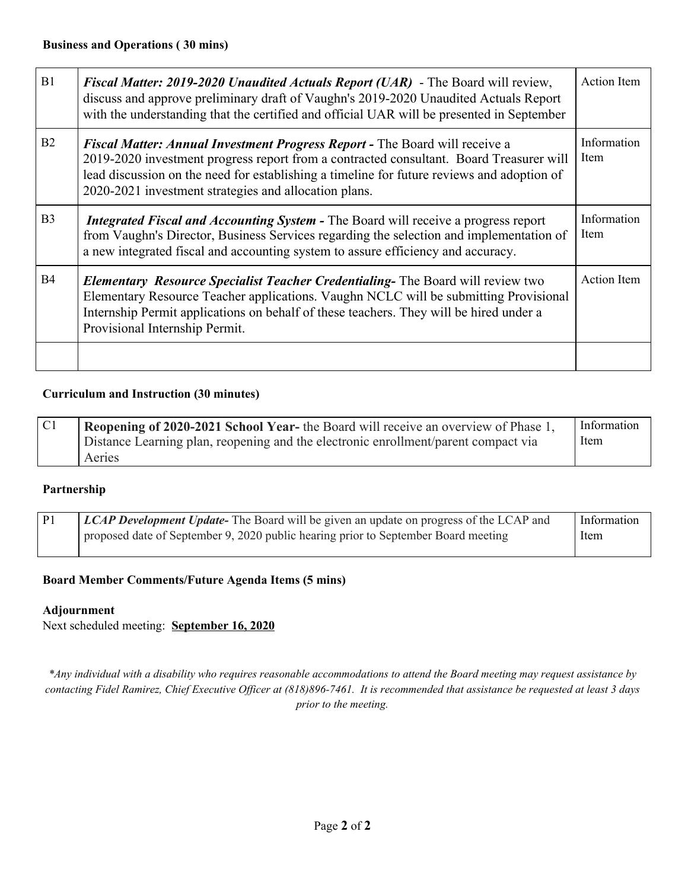**Business and Operations ( 30 mins)**

| | | |
|---|---|---|
| B1 | ***Fiscal Matter: 2019-2020 Unaudited Actuals Report (UAR)*** - The Board will review, discuss and approve preliminary draft of Vaughn's 2019-2020 Unaudited Actuals Report with the understanding that the certified and official UAR will be presented in September | Action Item |
| B2 | ***Fiscal Matter: Annual Investment Progress Report -*** The Board will receive a 2019-2020 investment progress report from a contracted consultant. Board Treasurer will lead discussion on the need for establishing a timeline for future reviews and adoption of 2020-2021 investment strategies and allocation plans. | Information Item |
| B3 | ***Integrated Fiscal and Accounting System -*** The Board will receive a progress report from Vaughn's Director, Business Services regarding the selection and implementation of a new integrated fiscal and accounting system to assure efficiency and accuracy. | Information Item |
| B4 | ***Elementary Resource Specialist Teacher Credentialing-*** The Board will review two Elementary Resource Teacher applications. Vaughn NCLC will be submitting Provisional Internship Permit applications on behalf of these teachers. They will be hired under a Provisional Internship Permit. | Action Item |
| | | |

**Curriculum and Instruction (30 minutes)**

| | | |
|---|---|---|
| C1 | **Reopening of 2020-2021 School Year-** the Board will receive an overview of Phase 1, Distance Learning plan, reopening and the electronic enrollment/parent compact via Aeries | Information Item |

**Partnership**

| | | |
|---|---|---|
| P1 | ***LCAP Development Update-*** The Board will be given an update on progress of the LCAP and proposed date of September 9, 2020 public hearing prior to September Board meeting | Information Item |

**Board Member Comments/Future Agenda Items (5 mins)**

**Adjournment**

Next scheduled meeting: **September 16, 2020**

*\*Any individual with a disability who requires reasonable accommodations to attend the Board meeting may request assistance by contacting Fidel Ramirez, Chief Executive Officer at (818)896-7461. It is recommended that assistance be requested at least 3 days prior to the meeting.*